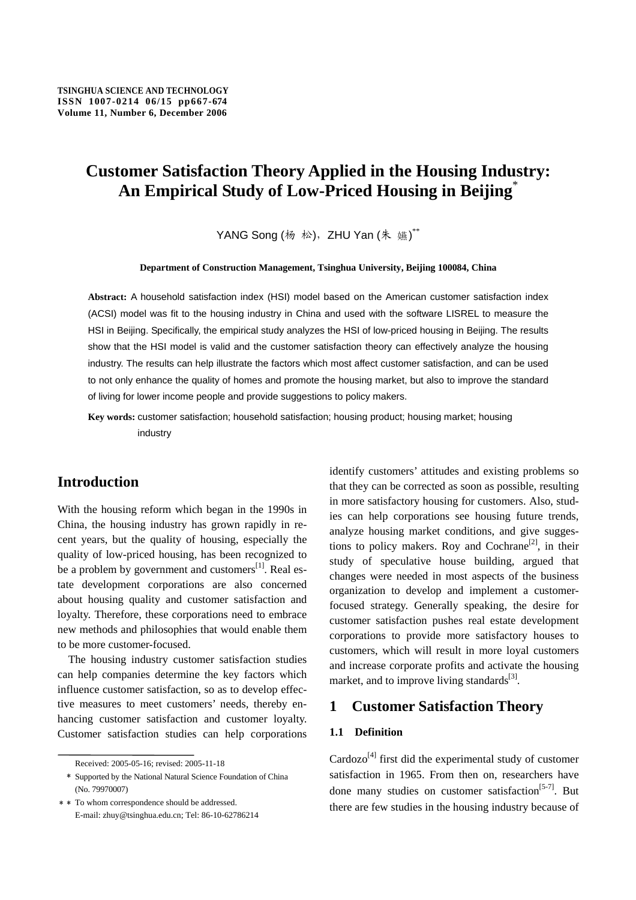# Customer Satisfaction Theory Applied in the Housing Industry: An Empirical Study of Low-Priced Housing in Beijing*

YANG Song (杨 松), ZHU Yan (朱 嬿)**

**Department of Construction Management, Tsinghua University, Beijing 100084, China**

**Abstract:** A household satisfaction index (HSI) model based on the American customer satisfaction index (ACSI) model was fit to the housing industry in China and used with the software LISREL to measure the HSI in Beijing. Specifically, the empirical study analyzes the HSI of low-priced housing in Beijing. The results show that the HSI model is valid and the customer satisfaction theory can effectively analyze the housing industry. The results can help illustrate the factors which most affect customer satisfaction, and can be used to not only enhance the quality of homes and promote the housing market, but also to improve the standard of living for lower income people and provide suggestions to policy makers.

**Key words:** customer satisfaction; household satisfaction; housing product; housing market; housing industry

## Introduction

With the housing reform which began in the 1990s in China, the housing industry has grown rapidly in recent years, but the quality of housing, especially the quality of low-priced housing, has been recognized to be a problem by government and customers[1]. Real estate development corporations are also concerned about housing quality and customer satisfaction and loyalty. Therefore, these corporations need to embrace new methods and philosophies that would enable them to be more customer-focused.

The housing industry customer satisfaction studies can help companies determine the key factors which influence customer satisfaction, so as to develop effective measures to meet customers' needs, thereby enhancing customer satisfaction and customer loyalty. Customer satisfaction studies can help corporations identify customers' attitudes and existing problems so that they can be corrected as soon as possible, resulting in more satisfactory housing for customers. Also, studies can help corporations see housing future trends, analyze housing market conditions, and give suggestions to policy makers. Roy and Cochrane[2], in their study of speculative house building, argued that changes were needed in most aspects of the business organization to develop and implement a customer-focused strategy. Generally speaking, the desire for customer satisfaction pushes real estate development corporations to provide more satisfactory houses to customers, which will result in more loyal customers and increase corporate profits and activate the housing market, and to improve living standards[3].

## 1 Customer Satisfaction Theory

### 1.1 Definition

Cardozo[4] first did the experimental study of customer satisfaction in 1965. From then on, researchers have done many studies on customer satisfaction[5-7]. But there are few studies in the housing industry because of

---

Received: 2005-05-16; revised: 2005-11-18

\* Supported by the National Natural Science Foundation of China (No. 79970007)

\*\* To whom correspondence should be addressed.
E-mail: zhuy@tsinghua.edu.cn; Tel: 86-10-62786214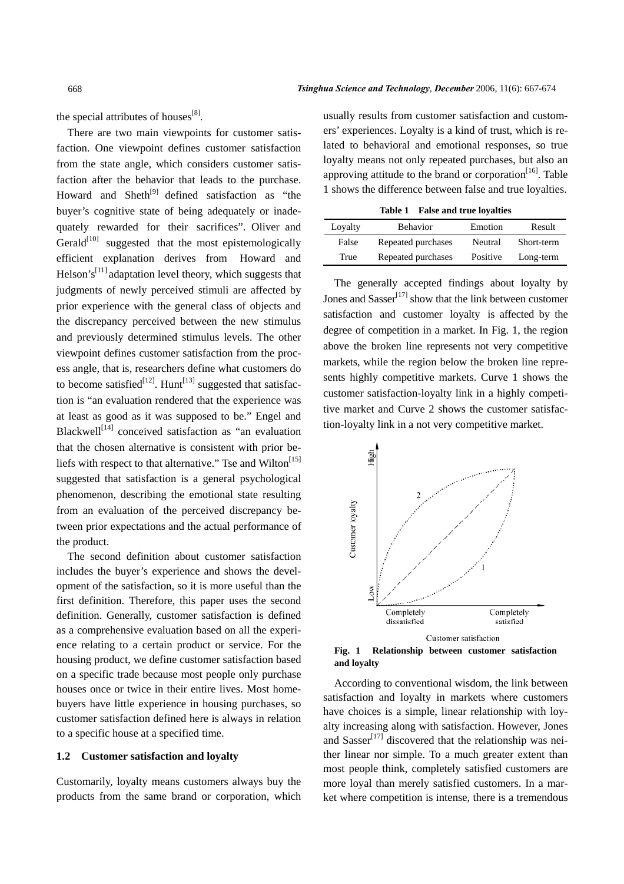the special attributes of houses[8].

There are two main viewpoints for customer satisfaction. One viewpoint defines customer satisfaction from the state angle, which considers customer satisfaction after the behavior that leads to the purchase. Howard and Sheth[9] defined satisfaction as "the buyer's cognitive state of being adequately or inadequately rewarded for their sacrifices". Oliver and Gerald[10] suggested that the most epistemologically efficient explanation derives from Howard and Helson's[11] adaptation level theory, which suggests that judgments of newly perceived stimuli are affected by prior experience with the general class of objects and the discrepancy perceived between the new stimulus and previously determined stimulus levels. The other viewpoint defines customer satisfaction from the process angle, that is, researchers define what customers do to become satisfied[12]. Hunt[13] suggested that satisfaction is "an evaluation rendered that the experience was at least as good as it was supposed to be." Engel and Blackwell[14] conceived satisfaction as "an evaluation that the chosen alternative is consistent with prior beliefs with respect to that alternative." Tse and Wilton[15] suggested that satisfaction is a general psychological phenomenon, describing the emotional state resulting from an evaluation of the perceived discrepancy between prior expectations and the actual performance of the product.

The second definition about customer satisfaction includes the buyer's experience and shows the development of the satisfaction, so it is more useful than the first definition. Therefore, this paper uses the second definition. Generally, customer satisfaction is defined as a comprehensive evaluation based on all the experience relating to a certain product or service. For the housing product, we define customer satisfaction based on a specific trade because most people only purchase houses once or twice in their entire lives. Most homebuyers have little experience in housing purchases, so customer satisfaction defined here is always in relation to a specific house at a specified time.

### 1.2 Customer satisfaction and loyalty

Customarily, loyalty means customers always buy the products from the same brand or corporation, which usually results from customer satisfaction and customers' experiences. Loyalty is a kind of trust, which is related to behavioral and emotional responses, so true loyalty means not only repeated purchases, but also an approving attitude to the brand or corporation[16]. Table 1 shows the difference between false and true loyalties.

**Table 1 False and true loyalties**

| Loyalty | Behavior | Emotion | Result |
|---|---|---|---|
| False | Repeated purchases | Neutral | Short-term |
| True | Repeated purchases | Positive | Long-term |

The generally accepted findings about loyalty by Jones and Sasser[17] show that the link between customer satisfaction and customer loyalty is affected by the degree of competition in a market. In Fig. 1, the region above the broken line represents not very competitive markets, while the region below the broken line represents highly competitive markets. Curve 1 shows the customer satisfaction-loyalty link in a highly competitive market and Curve 2 shows the customer satisfaction-loyalty link in a not very competitive market.

**Fig. 1 Relationship between customer satisfaction and loyalty**

According to conventional wisdom, the link between satisfaction and loyalty in markets where customers have choices is a simple, linear relationship with loyalty increasing along with satisfaction. However, Jones and Sasser[17] discovered that the relationship was neither linear nor simple. To a much greater extent than most people think, completely satisfied customers are more loyal than merely satisfied customers. In a market where competition is intense, there is a tremendous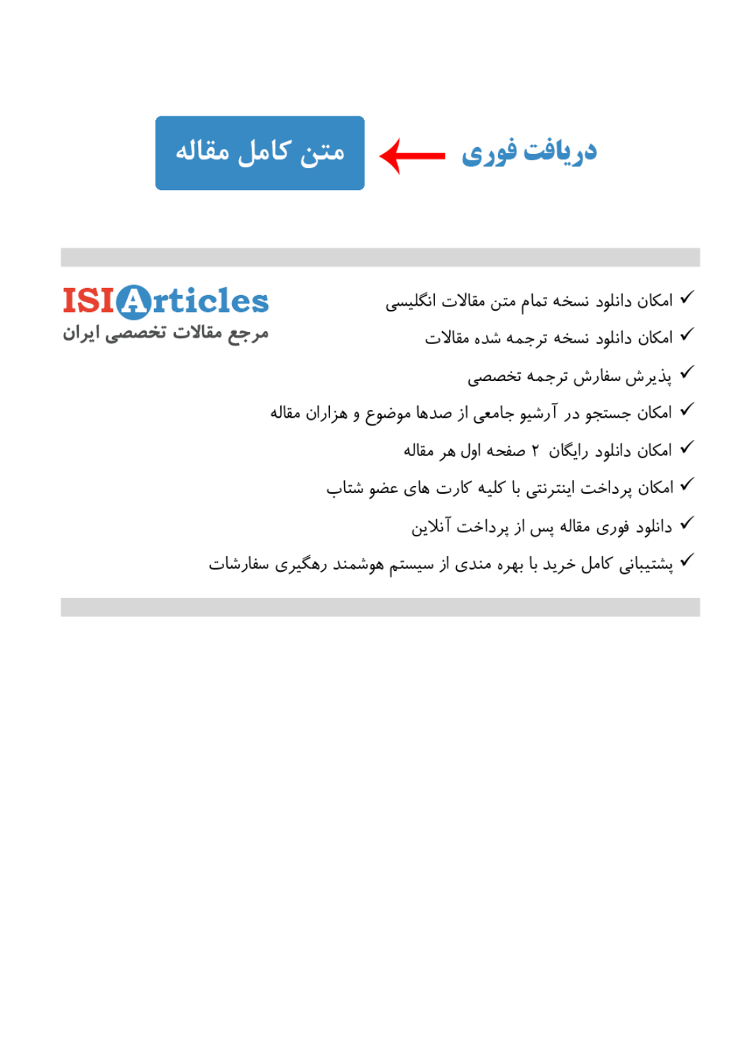دریافت فوری ← متن کامل مقاله

**ISIArticles**
مرجع مقالات تخصصی ایران

- ✓ امکان دانلود نسخه تمام متن مقالات انگلیسی
- ✓ امکان دانلود نسخه ترجمه شده مقالات
- ✓ پذیرش سفارش ترجمه تخصصی
- ✓ امکان جستجو در آرشیو جامعی از صدها موضوع و هزاران مقاله
- ✓ امکان دانلود رایگان ۲ صفحه اول هر مقاله
- ✓ امکان پرداخت اینترنتی با کلیه کارت های عضو شتاب
- ✓ دانلود فوری مقاله پس از پرداخت آنلاین
- ✓ پشتیبانی کامل خرید با بهره مندی از سیستم هوشمند رهگیری سفارشات